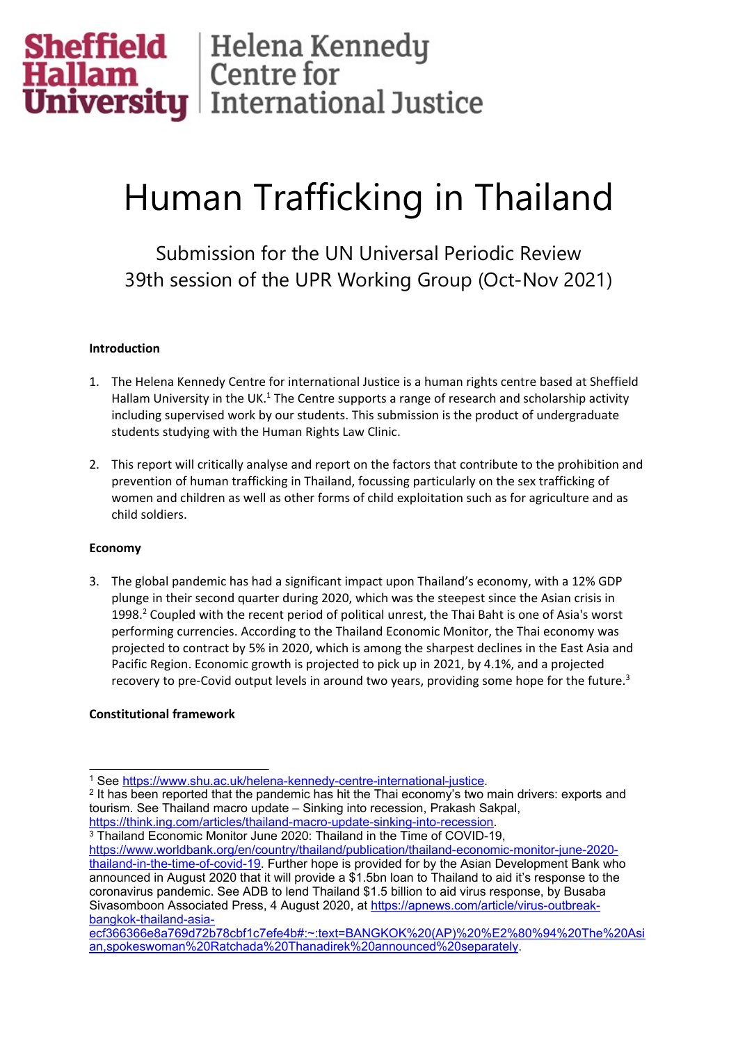Sheffield Hallam University | Helena Kennedy Centre for International Justice

# Human Trafficking in Thailand

## Submission for the UN Universal Periodic Review 39th session of the UPR Working Group (Oct-Nov 2021)

**Introduction**

1. The Helena Kennedy Centre for international Justice is a human rights centre based at Sheffield Hallam University in the UK.[1] The Centre supports a range of research and scholarship activity including supervised work by our students. This submission is the product of undergraduate students studying with the Human Rights Law Clinic.

2. This report will critically analyse and report on the factors that contribute to the prohibition and prevention of human trafficking in Thailand, focussing particularly on the sex trafficking of women and children as well as other forms of child exploitation such as for agriculture and as child soldiers.

**Economy**

3. The global pandemic has had a significant impact upon Thailand's economy, with a 12% GDP plunge in their second quarter during 2020, which was the steepest since the Asian crisis in 1998.[2] Coupled with the recent period of political unrest, the Thai Baht is one of Asia's worst performing currencies. According to the Thailand Economic Monitor, the Thai economy was projected to contract by 5% in 2020, which is among the sharpest declines in the East Asia and Pacific Region. Economic growth is projected to pick up in 2021, by 4.1%, and a projected recovery to pre-Covid output levels in around two years, providing some hope for the future.[3]

**Constitutional framework**

---

[1] See https://www.shu.ac.uk/helena-kennedy-centre-international-justice.

[2] It has been reported that the pandemic has hit the Thai economy's two main drivers: exports and tourism. See Thailand macro update – Sinking into recession, Prakash Sakpal, https://think.ing.com/articles/thailand-macro-update-sinking-into-recession.

[3] Thailand Economic Monitor June 2020: Thailand in the Time of COVID-19, https://www.worldbank.org/en/country/thailand/publication/thailand-economic-monitor-june-2020-thailand-in-the-time-of-covid-19. Further hope is provided for by the Asian Development Bank who announced in August 2020 that it will provide a $1.5bn loan to Thailand to aid it's response to the coronavirus pandemic. See ADB to lend Thailand $1.5 billion to aid virus response, by Busaba Sivasomboon Associated Press, 4 August 2020, at https://apnews.com/article/virus-outbreak-bangkok-thailand-asia-ecf366366e8a769d72b78cbf1c7efe4b#:~:text=BANGKOK%20(AP)%20%E2%80%94%20The%20Asian,spokeswoman%20Ratchada%20Thanadirek%20announced%20separately.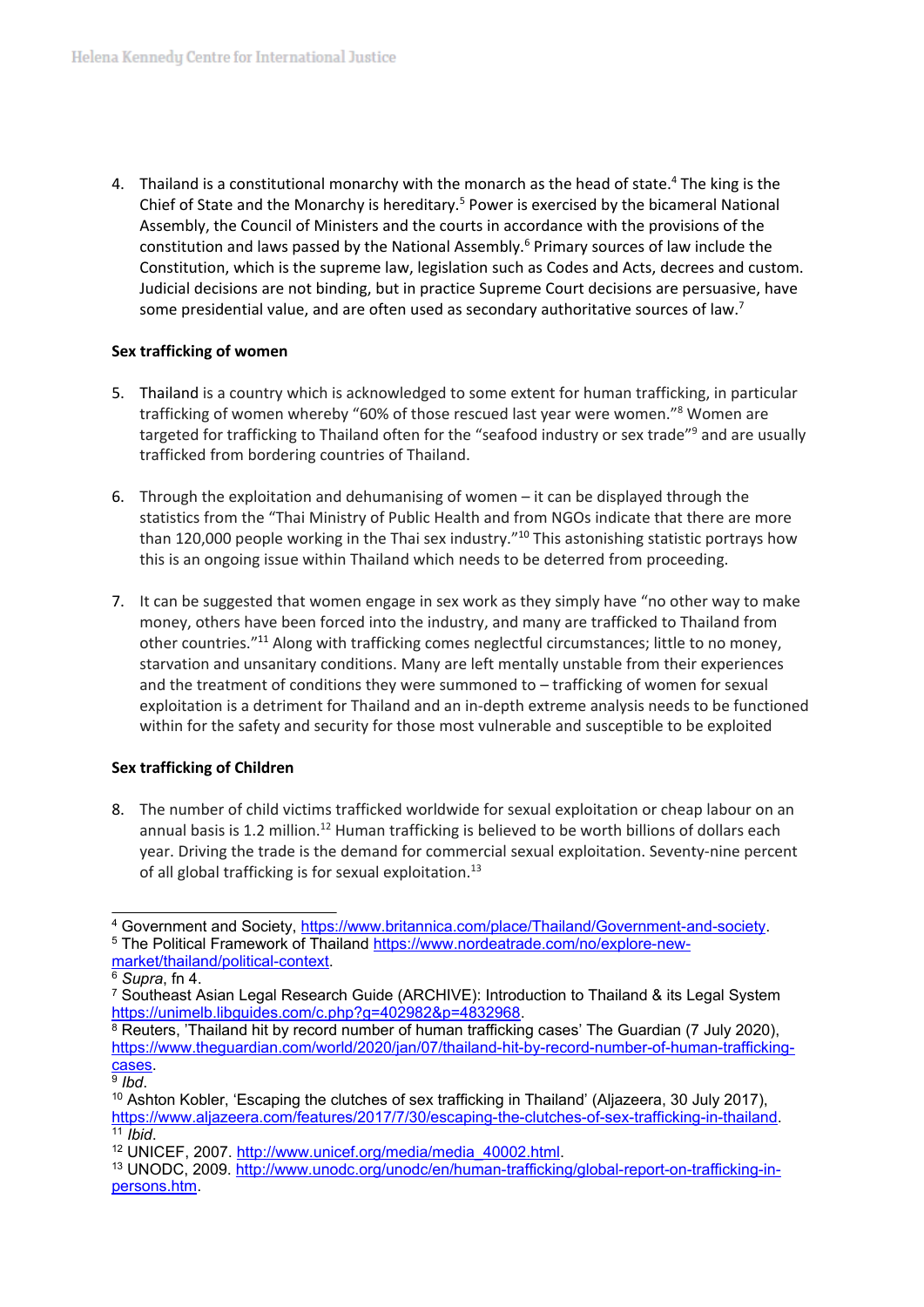4. Thailand is a constitutional monarchy with the monarch as the head of state.[4] The king is the Chief of State and the Monarchy is hereditary.[5] Power is exercised by the bicameral National Assembly, the Council of Ministers and the courts in accordance with the provisions of the constitution and laws passed by the National Assembly.[6] Primary sources of law include the Constitution, which is the supreme law, legislation such as Codes and Acts, decrees and custom. Judicial decisions are not binding, but in practice Supreme Court decisions are persuasive, have some presidential value, and are often used as secondary authoritative sources of law.[7]

**Sex trafficking of women**

5. Thailand is a country which is acknowledged to some extent for human trafficking, in particular trafficking of women whereby "60% of those rescued last year were women."[8] Women are targeted for trafficking to Thailand often for the "seafood industry or sex trade"[9] and are usually trafficked from bordering countries of Thailand.

6. Through the exploitation and dehumanising of women – it can be displayed through the statistics from the "Thai Ministry of Public Health and from NGOs indicate that there are more than 120,000 people working in the Thai sex industry."[10] This astonishing statistic portrays how this is an ongoing issue within Thailand which needs to be deterred from proceeding.

7. It can be suggested that women engage in sex work as they simply have "no other way to make money, others have been forced into the industry, and many are trafficked to Thailand from other countries."[11] Along with trafficking comes neglectful circumstances; little to no money, starvation and unsanitary conditions. Many are left mentally unstable from their experiences and the treatment of conditions they were summoned to – trafficking of women for sexual exploitation is a detriment for Thailand and an in-depth extreme analysis needs to be functioned within for the safety and security for those most vulnerable and susceptible to be exploited

**Sex trafficking of Children**

8. The number of child victims trafficked worldwide for sexual exploitation or cheap labour on an annual basis is 1.2 million.[12] Human trafficking is believed to be worth billions of dollars each year. Driving the trade is the demand for commercial sexual exploitation. Seventy-nine percent of all global trafficking is for sexual exploitation.[13]

---

[4] Government and Society, https://www.britannica.com/place/Thailand/Government-and-society.

[5] The Political Framework of Thailand https://www.nordeatrade.com/no/explore-new-market/thailand/political-context.

[6] *Supra*, fn 4.

[7] Southeast Asian Legal Research Guide (ARCHIVE): Introduction to Thailand & its Legal System https://unimelb.libguides.com/c.php?g=402982&p=4832968.

[8] Reuters, 'Thailand hit by record number of human trafficking cases' The Guardian (7 July 2020), https://www.theguardian.com/world/2020/jan/07/thailand-hit-by-record-number-of-human-trafficking-cases.

[9] *Ibd*.

[10] Ashton Kobler, 'Escaping the clutches of sex trafficking in Thailand' (Aljazeera, 30 July 2017), https://www.aljazeera.com/features/2017/7/30/escaping-the-clutches-of-sex-trafficking-in-thailand.

[11] *Ibid*.

[12] UNICEF, 2007. http://www.unicef.org/media/media_40002.html.

[13] UNODC, 2009. http://www.unodc.org/unodc/en/human-trafficking/global-report-on-trafficking-in-persons.htm.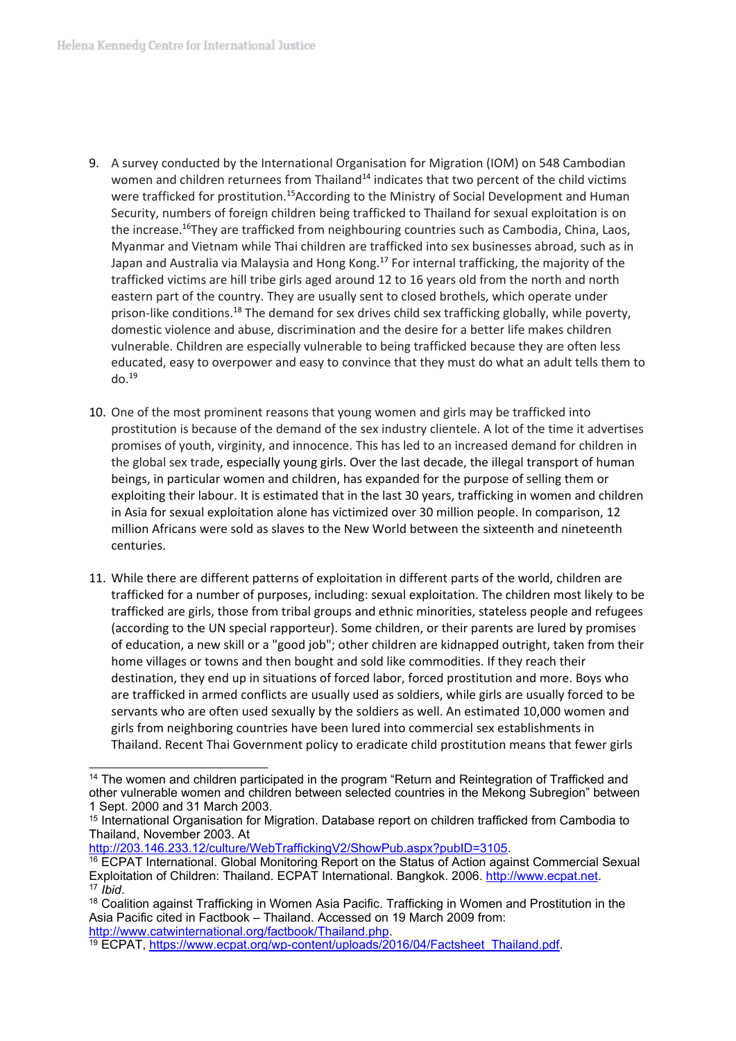9. A survey conducted by the International Organisation for Migration (IOM) on 548 Cambodian women and children returnees from Thailand[14] indicates that two percent of the child victims were trafficked for prostitution.[15]According to the Ministry of Social Development and Human Security, numbers of foreign children being trafficked to Thailand for sexual exploitation is on the increase.[16]They are trafficked from neighbouring countries such as Cambodia, China, Laos, Myanmar and Vietnam while Thai children are trafficked into sex businesses abroad, such as in Japan and Australia via Malaysia and Hong Kong.[17] For internal trafficking, the majority of the trafficked victims are hill tribe girls aged around 12 to 16 years old from the north and north eastern part of the country. They are usually sent to closed brothels, which operate under prison-like conditions.[18] The demand for sex drives child sex trafficking globally, while poverty, domestic violence and abuse, discrimination and the desire for a better life makes children vulnerable. Children are especially vulnerable to being trafficked because they are often less educated, easy to overpower and easy to convince that they must do what an adult tells them to do.[19]

10. One of the most prominent reasons that young women and girls may be trafficked into prostitution is because of the demand of the sex industry clientele. A lot of the time it advertises promises of youth, virginity, and innocence. This has led to an increased demand for children in the global sex trade, especially young girls. Over the last decade, the illegal transport of human beings, in particular women and children, has expanded for the purpose of selling them or exploiting their labour. It is estimated that in the last 30 years, trafficking in women and children in Asia for sexual exploitation alone has victimized over 30 million people. In comparison, 12 million Africans were sold as slaves to the New World between the sixteenth and nineteenth centuries.

11. While there are different patterns of exploitation in different parts of the world, children are trafficked for a number of purposes, including: sexual exploitation. The children most likely to be trafficked are girls, those from tribal groups and ethnic minorities, stateless people and refugees (according to the UN special rapporteur). Some children, or their parents are lured by promises of education, a new skill or a "good job"; other children are kidnapped outright, taken from their home villages or towns and then bought and sold like commodities. If they reach their destination, they end up in situations of forced labor, forced prostitution and more. Boys who are trafficked in armed conflicts are usually used as soldiers, while girls are usually forced to be servants who are often used sexually by the soldiers as well. An estimated 10,000 women and girls from neighboring countries have been lured into commercial sex establishments in Thailand. Recent Thai Government policy to eradicate child prostitution means that fewer girls

---

[14] The women and children participated in the program "Return and Reintegration of Trafficked and other vulnerable women and children between selected countries in the Mekong Subregion" between 1 Sept. 2000 and 31 March 2003.

[15] International Organisation for Migration. Database report on children trafficked from Cambodia to Thailand, November 2003. At http://203.146.233.12/culture/WebTraffickingV2/ShowPub.aspx?pubID=3105.

[16] ECPAT International. Global Monitoring Report on the Status of Action against Commercial Sexual Exploitation of Children: Thailand. ECPAT International. Bangkok. 2006. http://www.ecpat.net.

[17] *Ibid*.

[18] Coalition against Trafficking in Women Asia Pacific. Trafficking in Women and Prostitution in the Asia Pacific cited in Factbook – Thailand. Accessed on 19 March 2009 from: http://www.catwinternational.org/factbook/Thailand.php.

[19] ECPAT, https://www.ecpat.org/wp-content/uploads/2016/04/Factsheet_Thailand.pdf.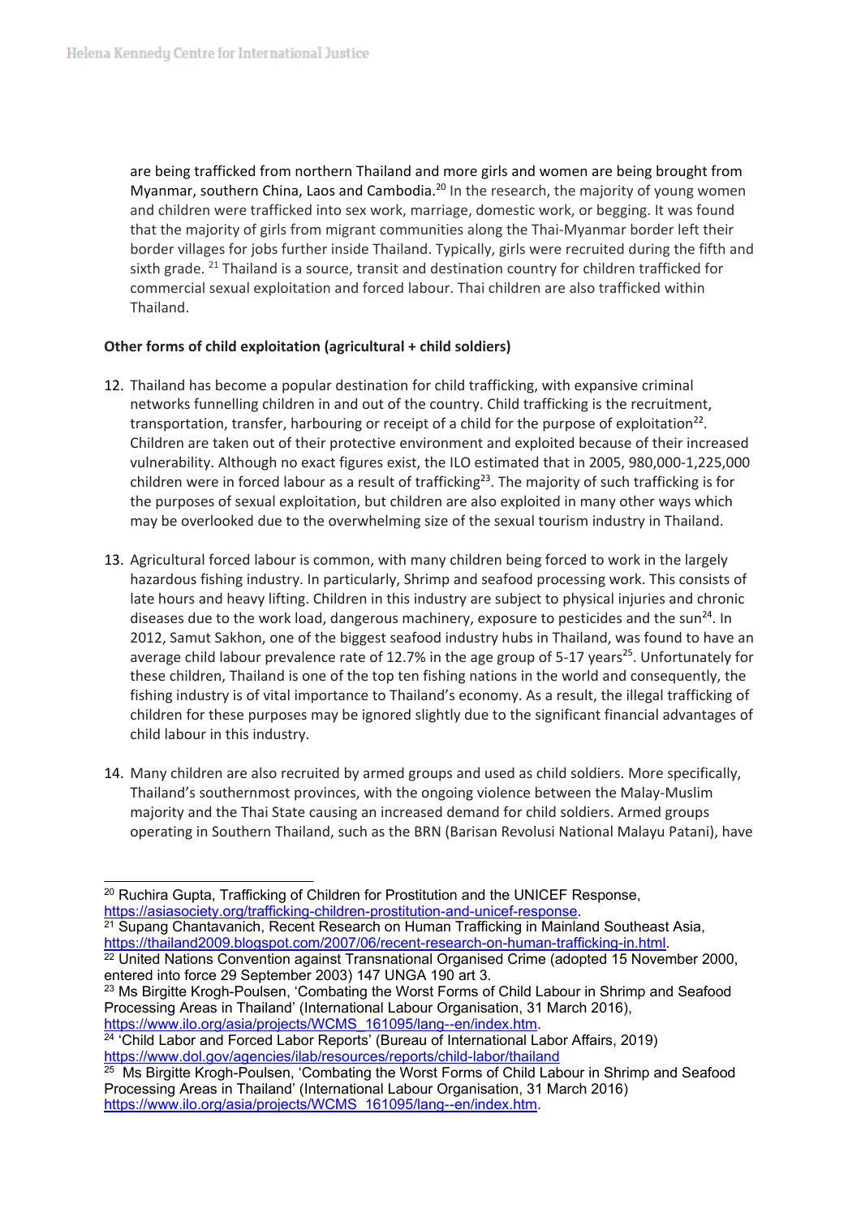are being trafficked from northern Thailand and more girls and women are being brought from Myanmar, southern China, Laos and Cambodia.[20] In the research, the majority of young women and children were trafficked into sex work, marriage, domestic work, or begging. It was found that the majority of girls from migrant communities along the Thai-Myanmar border left their border villages for jobs further inside Thailand. Typically, girls were recruited during the fifth and sixth grade. [21] Thailand is a source, transit and destination country for children trafficked for commercial sexual exploitation and forced labour. Thai children are also trafficked within Thailand.

**Other forms of child exploitation (agricultural + child soldiers)**

12. Thailand has become a popular destination for child trafficking, with expansive criminal networks funnelling children in and out of the country. Child trafficking is the recruitment, transportation, transfer, harbouring or receipt of a child for the purpose of exploitation[22]. Children are taken out of their protective environment and exploited because of their increased vulnerability. Although no exact figures exist, the ILO estimated that in 2005, 980,000-1,225,000 children were in forced labour as a result of trafficking[23]. The majority of such trafficking is for the purposes of sexual exploitation, but children are also exploited in many other ways which may be overlooked due to the overwhelming size of the sexual tourism industry in Thailand.

13. Agricultural forced labour is common, with many children being forced to work in the largely hazardous fishing industry. In particularly, Shrimp and seafood processing work. This consists of late hours and heavy lifting. Children in this industry are subject to physical injuries and chronic diseases due to the work load, dangerous machinery, exposure to pesticides and the sun[24]. In 2012, Samut Sakhon, one of the biggest seafood industry hubs in Thailand, was found to have an average child labour prevalence rate of 12.7% in the age group of 5-17 years[25]. Unfortunately for these children, Thailand is one of the top ten fishing nations in the world and consequently, the fishing industry is of vital importance to Thailand's economy. As a result, the illegal trafficking of children for these purposes may be ignored slightly due to the significant financial advantages of child labour in this industry.

14. Many children are also recruited by armed groups and used as child soldiers. More specifically, Thailand's southernmost provinces, with the ongoing violence between the Malay-Muslim majority and the Thai State causing an increased demand for child soldiers. Armed groups operating in Southern Thailand, such as the BRN (Barisan Revolusi National Malayu Patani), have

---

[20] Ruchira Gupta, Trafficking of Children for Prostitution and the UNICEF Response, https://asiasociety.org/trafficking-children-prostitution-and-unicef-response.

[21] Supang Chantavanich, Recent Research on Human Trafficking in Mainland Southeast Asia, https://thailand2009.blogspot.com/2007/06/recent-research-on-human-trafficking-in.html.

[22] United Nations Convention against Transnational Organised Crime (adopted 15 November 2000, entered into force 29 September 2003) 147 UNGA 190 art 3.

[23] Ms Birgitte Krogh-Poulsen, 'Combating the Worst Forms of Child Labour in Shrimp and Seafood Processing Areas in Thailand' (International Labour Organisation, 31 March 2016), https://www.ilo.org/asia/projects/WCMS_161095/lang--en/index.htm.

[24] 'Child Labor and Forced Labor Reports' (Bureau of International Labor Affairs, 2019) https://www.dol.gov/agencies/ilab/resources/reports/child-labor/thailand

[25] Ms Birgitte Krogh-Poulsen, 'Combating the Worst Forms of Child Labour in Shrimp and Seafood Processing Areas in Thailand' (International Labour Organisation, 31 March 2016) https://www.ilo.org/asia/projects/WCMS_161095/lang--en/index.htm.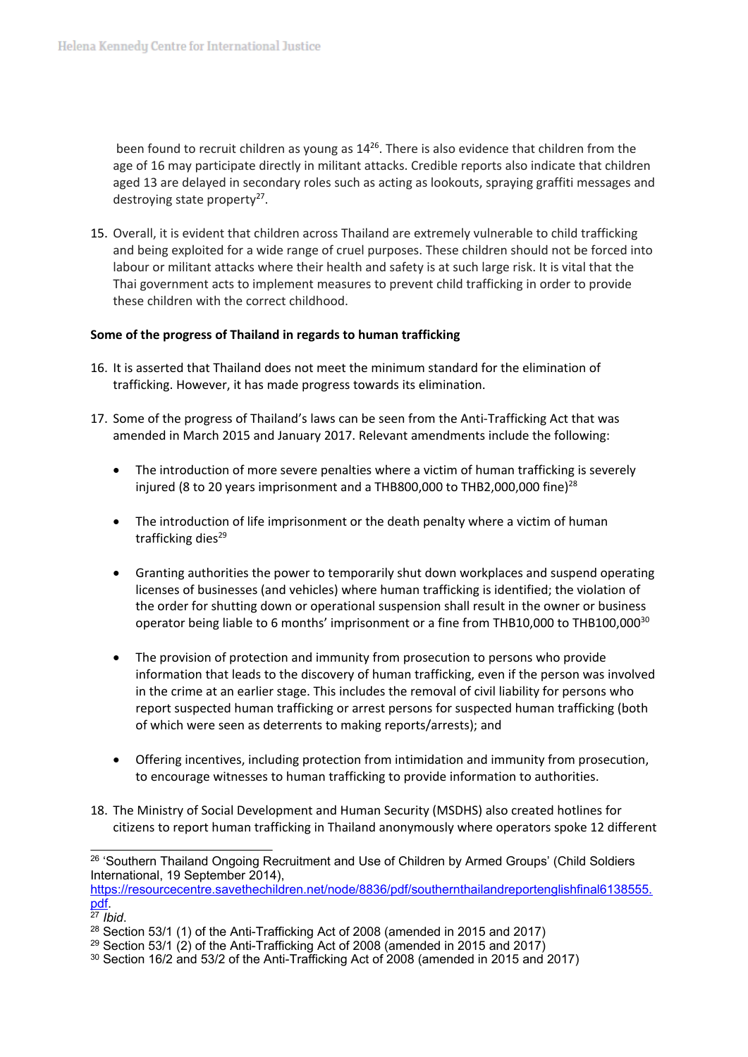been found to recruit children as young as 14[26]. There is also evidence that children from the age of 16 may participate directly in militant attacks. Credible reports also indicate that children aged 13 are delayed in secondary roles such as acting as lookouts, spraying graffiti messages and destroying state property[27].

15. Overall, it is evident that children across Thailand are extremely vulnerable to child trafficking and being exploited for a wide range of cruel purposes. These children should not be forced into labour or militant attacks where their health and safety is at such large risk. It is vital that the Thai government acts to implement measures to prevent child trafficking in order to provide these children with the correct childhood.

**Some of the progress of Thailand in regards to human trafficking**

16. It is asserted that Thailand does not meet the minimum standard for the elimination of trafficking. However, it has made progress towards its elimination.

17. Some of the progress of Thailand's laws can be seen from the Anti-Trafficking Act that was amended in March 2015 and January 2017. Relevant amendments include the following:

    - The introduction of more severe penalties where a victim of human trafficking is severely injured (8 to 20 years imprisonment and a THB800,000 to THB2,000,000 fine)[28]

    - The introduction of life imprisonment or the death penalty where a victim of human trafficking dies[29]

    - Granting authorities the power to temporarily shut down workplaces and suspend operating licenses of businesses (and vehicles) where human trafficking is identified; the violation of the order for shutting down or operational suspension shall result in the owner or business operator being liable to 6 months' imprisonment or a fine from THB10,000 to THB100,000[30]

    - The provision of protection and immunity from prosecution to persons who provide information that leads to the discovery of human trafficking, even if the person was involved in the crime at an earlier stage. This includes the removal of civil liability for persons who report suspected human trafficking or arrest persons for suspected human trafficking (both of which were seen as deterrents to making reports/arrests); and

    - Offering incentives, including protection from intimidation and immunity from prosecution, to encourage witnesses to human trafficking to provide information to authorities.

18. The Ministry of Social Development and Human Security (MSDHS) also created hotlines for citizens to report human trafficking in Thailand anonymously where operators spoke 12 different

---

[26] 'Southern Thailand Ongoing Recruitment and Use of Children by Armed Groups' (Child Soldiers International, 19 September 2014), https://resourcecentre.savethechildren.net/node/8836/pdf/southernthailandreportenglishfinal6138555.pdf.

[27] *Ibid*.

[28] Section 53/1 (1) of the Anti-Trafficking Act of 2008 (amended in 2015 and 2017)

[29] Section 53/1 (2) of the Anti-Trafficking Act of 2008 (amended in 2015 and 2017)

[30] Section 16/2 and 53/2 of the Anti-Trafficking Act of 2008 (amended in 2015 and 2017)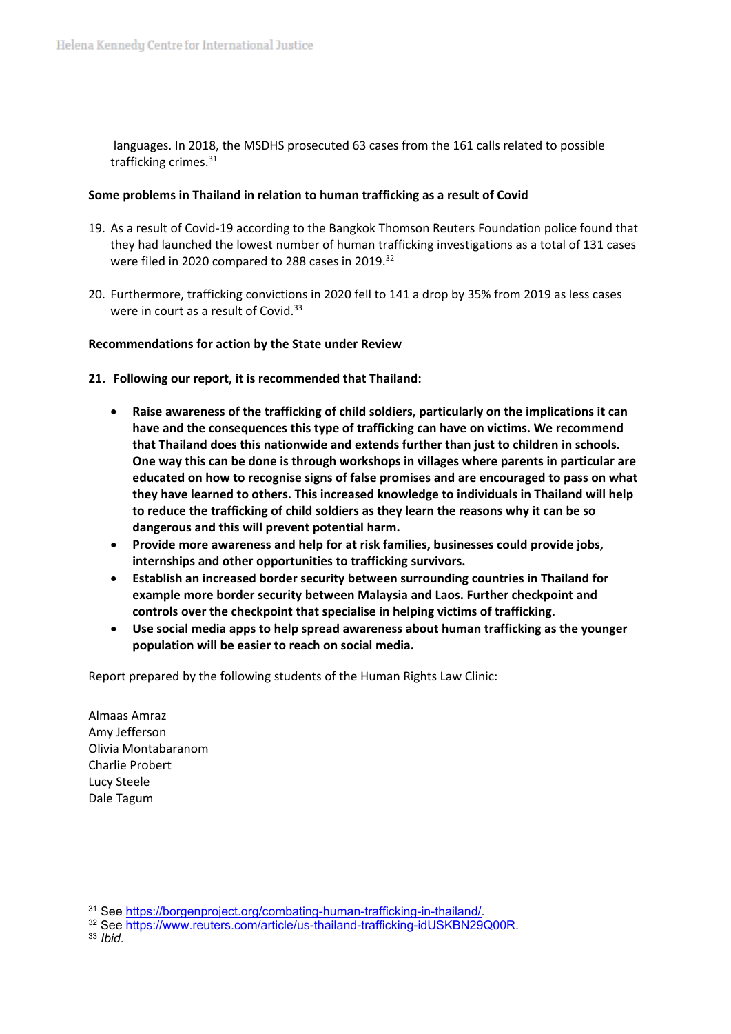languages. In 2018, the MSDHS prosecuted 63 cases from the 161 calls related to possible trafficking crimes.[31]

**Some problems in Thailand in relation to human trafficking as a result of Covid**

19. As a result of Covid-19 according to the Bangkok Thomson Reuters Foundation police found that they had launched the lowest number of human trafficking investigations as a total of 131 cases were filed in 2020 compared to 288 cases in 2019.[32]

20. Furthermore, trafficking convictions in 2020 fell to 141 a drop by 35% from 2019 as less cases were in court as a result of Covid.[33]

**Recommendations for action by the State under Review**

**21. Following our report, it is recommended that Thailand:**

- **Raise awareness of the trafficking of child soldiers, particularly on the implications it can have and the consequences this type of trafficking can have on victims. We recommend that Thailand does this nationwide and extends further than just to children in schools. One way this can be done is through workshops in villages where parents in particular are educated on how to recognise signs of false promises and are encouraged to pass on what they have learned to others. This increased knowledge to individuals in Thailand will help to reduce the trafficking of child soldiers as they learn the reasons why it can be so dangerous and this will prevent potential harm.**
- **Provide more awareness and help for at risk families, businesses could provide jobs, internships and other opportunities to trafficking survivors.**
- **Establish an increased border security between surrounding countries in Thailand for example more border security between Malaysia and Laos. Further checkpoint and controls over the checkpoint that specialise in helping victims of trafficking.**
- **Use social media apps to help spread awareness about human trafficking as the younger population will be easier to reach on social media.**

Report prepared by the following students of the Human Rights Law Clinic:

Almaas Amraz
Amy Jefferson
Olivia Montabaranom
Charlie Probert
Lucy Steele
Dale Tagum

---

[31] See https://borgenproject.org/combating-human-trafficking-in-thailand/.

[32] See https://www.reuters.com/article/us-thailand-trafficking-idUSKBN29Q00R.

[33] *Ibid*.